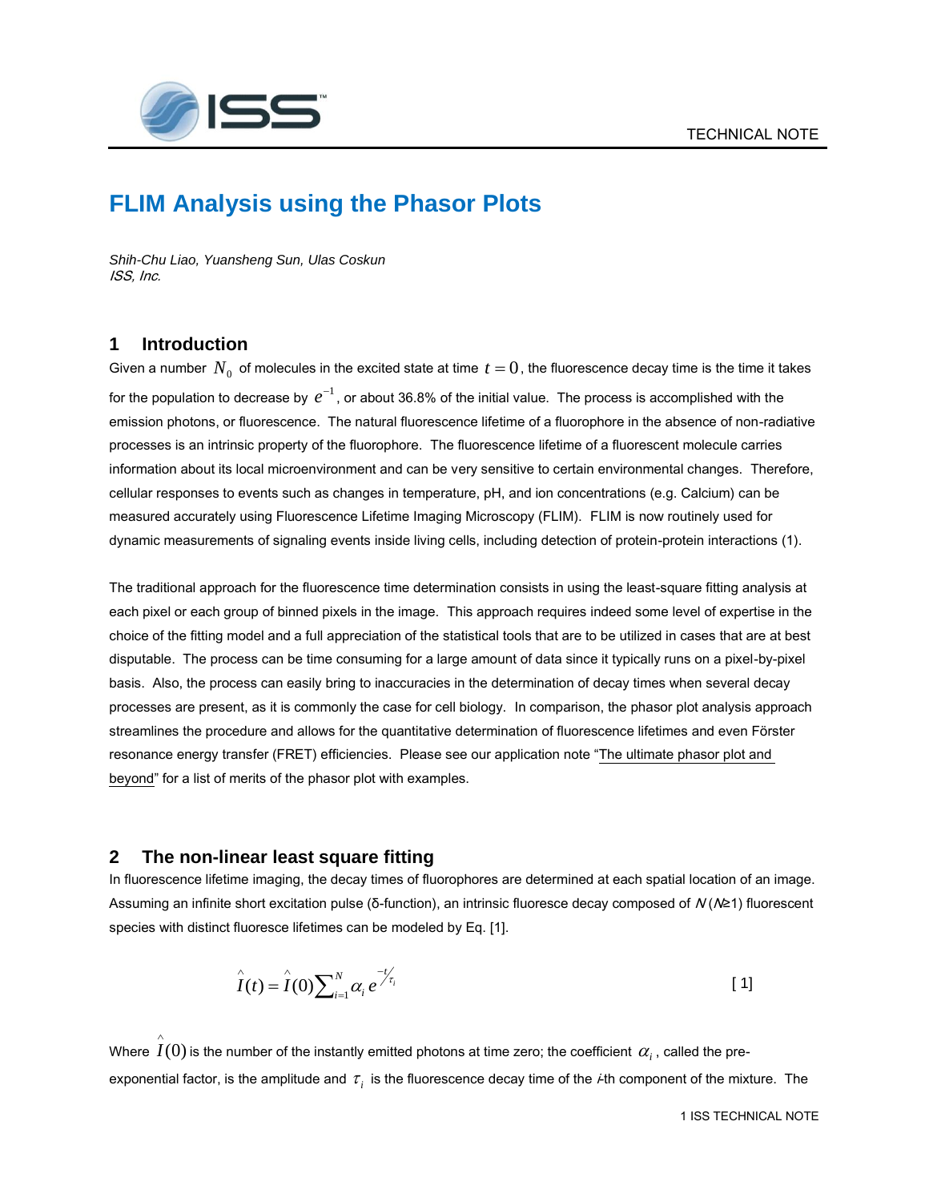TECHNICAL NOTE

# FLIM Analysis using the Phasor Plots

*Shih-Chu Liao, Yuansheng Sun, Ulas Coskun*
*ISS, Inc.*

## 1 Introduction

Given a number $N_0$ of molecules in the excited state at time $t = 0$, the fluorescence decay time is the time it takes for the population to decrease by $e^{-1}$, or about 36.8% of the initial value. The process is accomplished with the emission photons, or fluorescence. The natural fluorescence lifetime of a fluorophore in the absence of non-radiative processes is an intrinsic property of the fluorophore. The fluorescence lifetime of a fluorescent molecule carries information about its local microenvironment and can be very sensitive to certain environmental changes. Therefore, cellular responses to events such as changes in temperature, pH, and ion concentrations (e.g. Calcium) can be measured accurately using Fluorescence Lifetime Imaging Microscopy (FLIM). FLIM is now routinely used for dynamic measurements of signaling events inside living cells, including detection of protein-protein interactions (1).

The traditional approach for the fluorescence time determination consists in using the least-square fitting analysis at each pixel or each group of binned pixels in the image. This approach requires indeed some level of expertise in the choice of the fitting model and a full appreciation of the statistical tools that are to be utilized in cases that are at best disputable. The process can be time consuming for a large amount of data since it typically runs on a pixel-by-pixel basis. Also, the process can easily bring to inaccuracies in the determination of decay times when several decay processes are present, as it is commonly the case for cell biology. In comparison, the phasor plot analysis approach streamlines the procedure and allows for the quantitative determination of fluorescence lifetimes and even Förster resonance energy transfer (FRET) efficiencies. Please see our application note "The ultimate phasor plot and beyond" for a list of merits of the phasor plot with examples.

## 2 The non-linear least square fitting

In fluorescence lifetime imaging, the decay times of fluorophores are determined at each spatial location of an image. Assuming an infinite short excitation pulse (δ-function), an intrinsic fluoresce decay composed of *N* (*N*≥1) fluorescent species with distinct fluoresce lifetimes can be modeled by Eq. [1].

$$\hat{I}(t) = \hat{I}(0)\sum_{i=1}^{N} \alpha_i e^{-t/\tau_i} \qquad [1]$$

Where $\hat{I}(0)$ is the number of the instantly emitted photons at time zero; the coefficient $\alpha_i$, called the pre-exponential factor, is the amplitude and $\tau_i$ is the fluorescence decay time of the *i*-th component of the mixture. The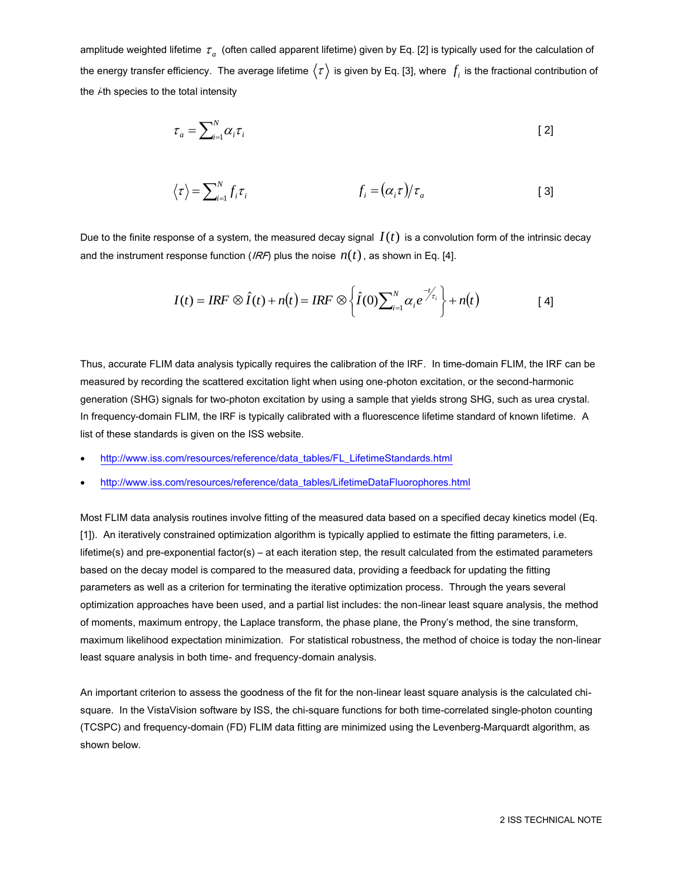amplitude weighted lifetime $\tau_a$ (often called apparent lifetime) given by Eq. [2] is typically used for the calculation of the energy transfer efficiency. The average lifetime $\langle \tau \rangle$ is given by Eq. [3], where $f_i$ is the fractional contribution of the *i*-th species to the total intensity

$$\tau_a = \sum_{i=1}^{N} \alpha_i \tau_i \qquad [2]$$

$$\langle \tau \rangle = \sum_{i=1}^{N} f_i \tau_i \qquad f_i = (\alpha_i \tau)/\tau_a \qquad [3]$$

Due to the finite response of a system, the measured decay signal $I(t)$ is a convolution form of the intrinsic decay and the instrument response function (*IRF*) plus the noise $n(t)$, as shown in Eq. [4].

$$I(t) = IRF \otimes \hat{I}(t) + n(t) = IRF \otimes \left\{ \hat{I}(0) \sum_{i=1}^{N} \alpha_i e^{-t/\tau_i} \right\} + n(t) \qquad [4]$$

Thus, accurate FLIM data analysis typically requires the calibration of the IRF. In time-domain FLIM, the IRF can be measured by recording the scattered excitation light when using one-photon excitation, or the second-harmonic generation (SHG) signals for two-photon excitation by using a sample that yields strong SHG, such as urea crystal. In frequency-domain FLIM, the IRF is typically calibrated with a fluorescence lifetime standard of known lifetime. A list of these standards is given on the ISS website.

- http://www.iss.com/resources/reference/data_tables/FL_LifetimeStandards.html
- http://www.iss.com/resources/reference/data_tables/LifetimeDataFluorophores.html

Most FLIM data analysis routines involve fitting of the measured data based on a specified decay kinetics model (Eq. [1]). An iteratively constrained optimization algorithm is typically applied to estimate the fitting parameters, i.e. lifetime(s) and pre-exponential factor(s) – at each iteration step, the result calculated from the estimated parameters based on the decay model is compared to the measured data, providing a feedback for updating the fitting parameters as well as a criterion for terminating the iterative optimization process. Through the years several optimization approaches have been used, and a partial list includes: the non-linear least square analysis, the method of moments, maximum entropy, the Laplace transform, the phase plane, the Prony's method, the sine transform, maximum likelihood expectation minimization. For statistical robustness, the method of choice is today the non-linear least square analysis in both time- and frequency-domain analysis.

An important criterion to assess the goodness of the fit for the non-linear least square analysis is the calculated chi-square. In the VistaVision software by ISS, the chi-square functions for both time-correlated single-photon counting (TCSPC) and frequency-domain (FD) FLIM data fitting are minimized using the Levenberg-Marquardt algorithm, as shown below.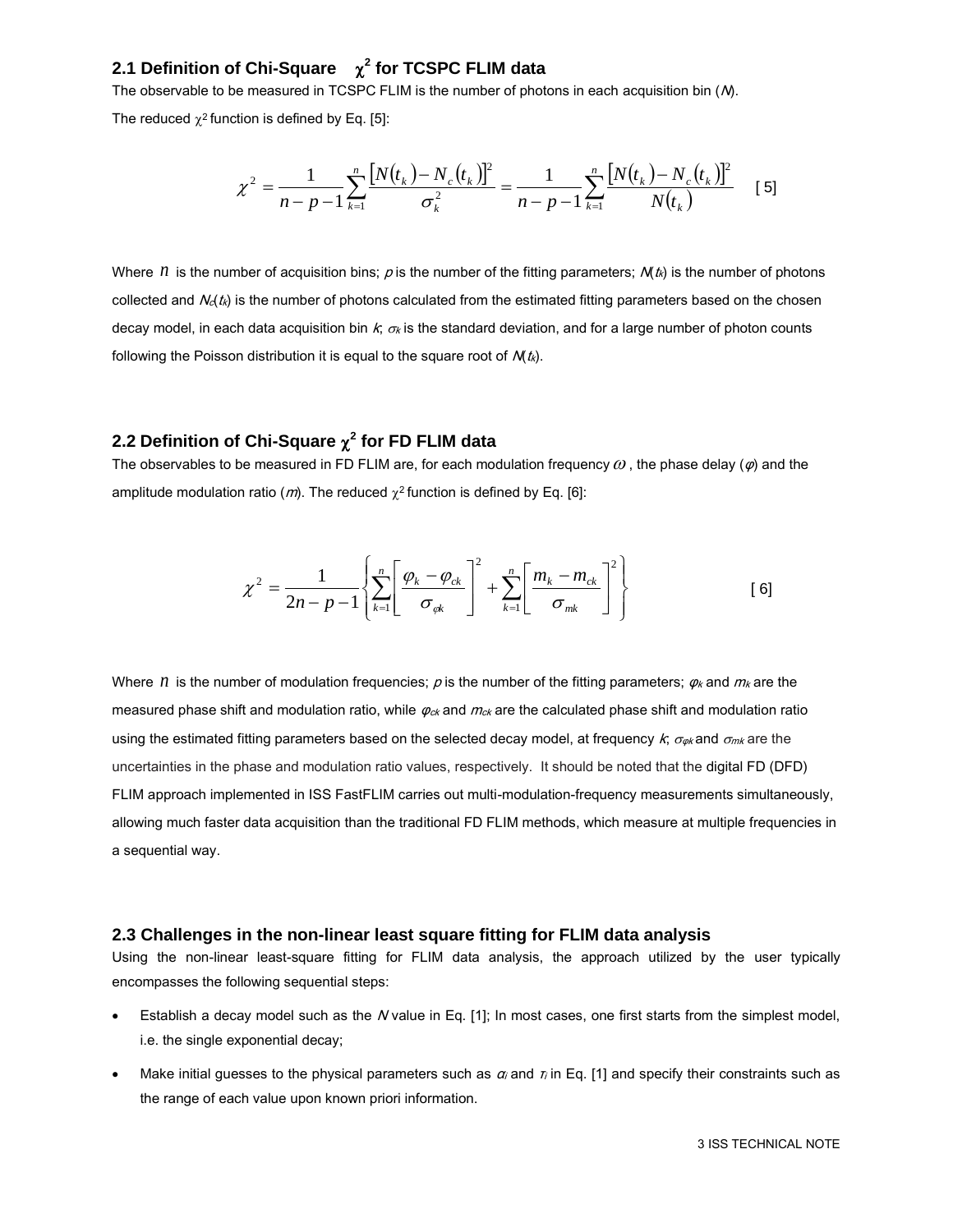## 2.1 Definition of Chi-Square $\chi^2$ for TCSPC FLIM data

The observable to be measured in TCSPC FLIM is the number of photons in each acquisition bin ($N$).

The reduced $\chi^2$ function is defined by Eq. [5]:

$$\chi^2 = \frac{1}{n-p-1}\sum_{k=1}^{n}\frac{\left[N(t_k)-N_c(t_k)\right]^2}{\sigma_k^2} = \frac{1}{n-p-1}\sum_{k=1}^{n}\frac{\left[N(t_k)-N_c(t_k)\right]^2}{N(t_k)} \quad [5]$$

Where $n$ is the number of acquisition bins; $p$ is the number of the fitting parameters; $N(t_k)$ is the number of photons collected and $N_c(t_k)$ is the number of photons calculated from the estimated fitting parameters based on the chosen decay model, in each data acquisition bin $k$; $\sigma_k$ is the standard deviation, and for a large number of photon counts following the Poisson distribution it is equal to the square root of $N(t_k)$.

## 2.2 Definition of Chi-Square $\chi^2$ for FD FLIM data

The observables to be measured in FD FLIM are, for each modulation frequency $\omega$, the phase delay ($\varphi$) and the amplitude modulation ratio ($m$). The reduced $\chi^2$ function is defined by Eq. [6]:

$$\chi^2 = \frac{1}{2n-p-1}\left\{\sum_{k=1}^{n}\left[\frac{\varphi_k-\varphi_{ck}}{\sigma_{\varphi k}}\right]^2 + \sum_{k=1}^{n}\left[\frac{m_k-m_{ck}}{\sigma_{mk}}\right]^2\right\} \quad [6]$$

Where $n$ is the number of modulation frequencies; $p$ is the number of the fitting parameters; $\varphi_k$ and $m_k$ are the measured phase shift and modulation ratio, while $\varphi_{ck}$ and $m_{ck}$ are the calculated phase shift and modulation ratio using the estimated fitting parameters based on the selected decay model, at frequency $k$; $\sigma_{\varphi k}$ and $\sigma_{mk}$ are the uncertainties in the phase and modulation ratio values, respectively. It should be noted that the digital FD (DFD) FLIM approach implemented in ISS FastFLIM carries out multi-modulation-frequency measurements simultaneously, allowing much faster data acquisition than the traditional FD FLIM methods, which measure at multiple frequencies in a sequential way.

## 2.3 Challenges in the non-linear least square fitting for FLIM data analysis

Using the non-linear least-square fitting for FLIM data analysis, the approach utilized by the user typically encompasses the following sequential steps:

- Establish a decay model such as the $N$ value in Eq. [1]; In most cases, one first starts from the simplest model, i.e. the single exponential decay;
- Make initial guesses to the physical parameters such as $a_i$ and $\tau_i$ in Eq. [1] and specify their constraints such as the range of each value upon known priori information.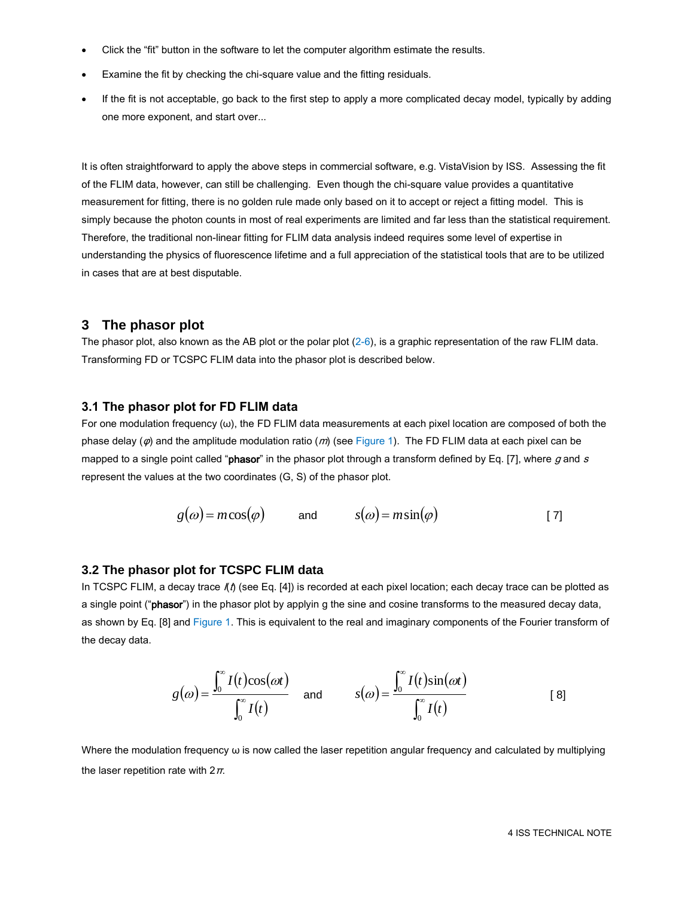- Click the "fit" button in the software to let the computer algorithm estimate the results.
- Examine the fit by checking the chi-square value and the fitting residuals.
- If the fit is not acceptable, go back to the first step to apply a more complicated decay model, typically by adding one more exponent, and start over...

It is often straightforward to apply the above steps in commercial software, e.g. VistaVision by ISS. Assessing the fit of the FLIM data, however, can still be challenging. Even though the chi-square value provides a quantitative measurement for fitting, there is no golden rule made only based on it to accept or reject a fitting model. This is simply because the photon counts in most of real experiments are limited and far less than the statistical requirement. Therefore, the traditional non-linear fitting for FLIM data analysis indeed requires some level of expertise in understanding the physics of fluorescence lifetime and a full appreciation of the statistical tools that are to be utilized in cases that are at best disputable.

## 3 The phasor plot

The phasor plot, also known as the AB plot or the polar plot (2-6), is a graphic representation of the raw FLIM data. Transforming FD or TCSPC FLIM data into the phasor plot is described below.

### 3.1 The phasor plot for FD FLIM data

For one modulation frequency (ω), the FD FLIM data measurements at each pixel location are composed of both the phase delay ($\varphi$) and the amplitude modulation ratio ($m$) (see Figure 1). The FD FLIM data at each pixel can be mapped to a single point called "**phasor**" in the phasor plot through a transform defined by Eq. [7], where $g$ and $s$ represent the values at the two coordinates (G, S) of the phasor plot.

$$g(\omega) = m\cos(\varphi) \qquad \text{and} \qquad s(\omega) = m\sin(\varphi) \qquad [7]$$

### 3.2 The phasor plot for TCSPC FLIM data

In TCSPC FLIM, a decay trace $I(t)$ (see Eq. [4]) is recorded at each pixel location; each decay trace can be plotted as a single point ("**phasor**") in the phasor plot by applyin g the sine and cosine transforms to the measured decay data, as shown by Eq. [8] and Figure 1. This is equivalent to the real and imaginary components of the Fourier transform of the decay data.

$$g(\omega) = \frac{\int_0^\infty I(t)\cos(\omega t)}{\int_0^\infty I(t)} \qquad \text{and} \qquad s(\omega) = \frac{\int_0^\infty I(t)\sin(\omega t)}{\int_0^\infty I(t)} \qquad [8]$$

Where the modulation frequency ω is now called the laser repetition angular frequency and calculated by multiplying the laser repetition rate with $2\pi$.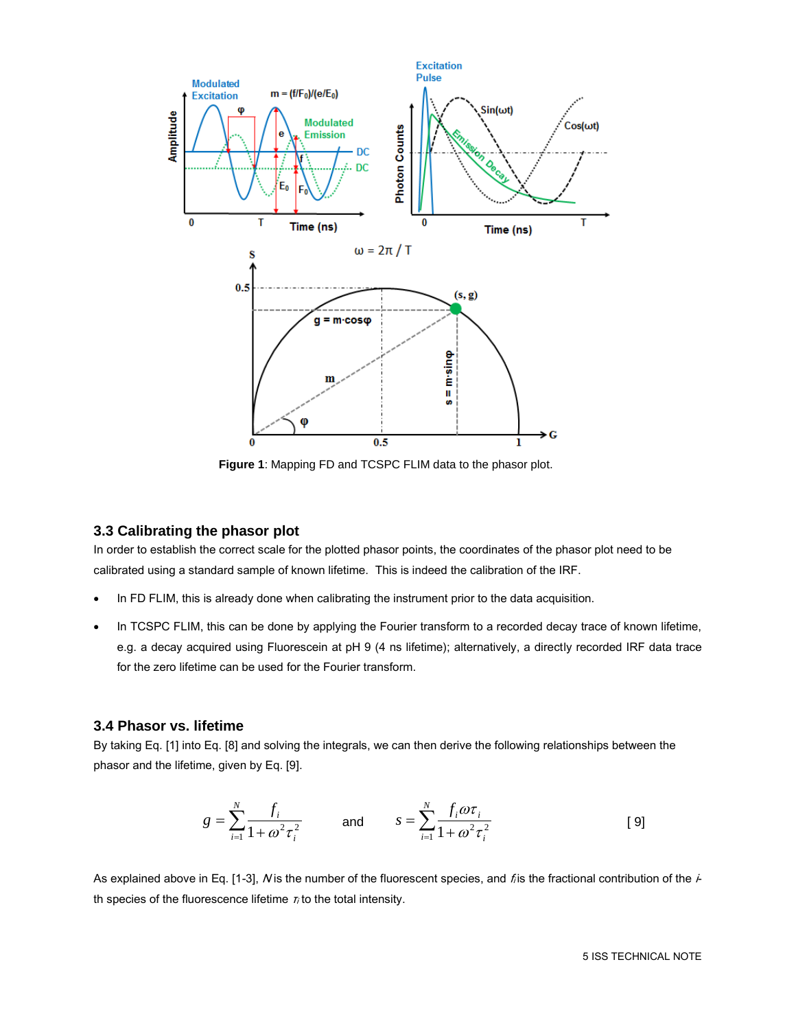**Figure 1**: Mapping FD and TCSPC FLIM data to the phasor plot.

### 3.3 Calibrating the phasor plot

In order to establish the correct scale for the plotted phasor points, the coordinates of the phasor plot need to be calibrated using a standard sample of known lifetime. This is indeed the calibration of the IRF.

- In FD FLIM, this is already done when calibrating the instrument prior to the data acquisition.
- In TCSPC FLIM, this can be done by applying the Fourier transform to a recorded decay trace of known lifetime, e.g. a decay acquired using Fluorescein at pH 9 (4 ns lifetime); alternatively, a directly recorded IRF data trace for the zero lifetime can be used for the Fourier transform.

### 3.4 Phasor vs. lifetime

By taking Eq. [1] into Eq. [8] and solving the integrals, we can then derive the following relationships between the phasor and the lifetime, given by Eq. [9].

$$g = \sum_{i=1}^{N} \frac{f_i}{1+\omega^2\tau_i^2} \quad \text{and} \quad s = \sum_{i=1}^{N} \frac{f_i \omega \tau_i}{1+\omega^2\tau_i^2} \qquad [9]$$

As explained above in Eq. [1-3], $N$ is the number of the fluorescent species, and $f_i$ is the fractional contribution of the $i$-th species of the fluorescence lifetime $\tau_i$ to the total intensity.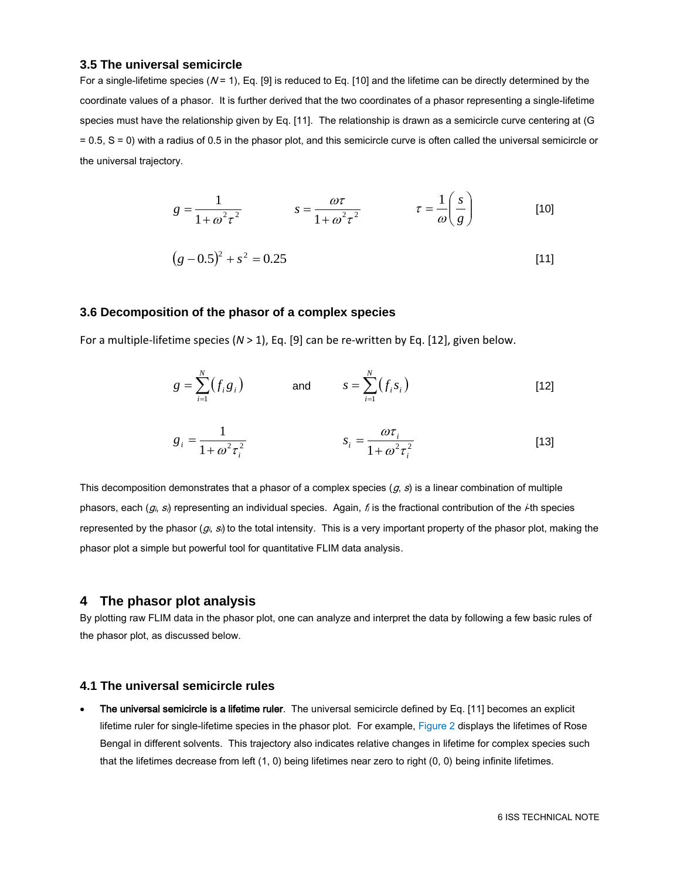### 3.5 The universal semicircle

For a single-lifetime species ($N = 1$), Eq. [9] is reduced to Eq. [10] and the lifetime can be directly determined by the coordinate values of a phasor. It is further derived that the two coordinates of a phasor representing a single-lifetime species must have the relationship given by Eq. [11]. The relationship is drawn as a semicircle curve centering at (G = 0.5, S = 0) with a radius of 0.5 in the phasor plot, and this semicircle curve is often called the universal semicircle or the universal trajectory.

$$g = \frac{1}{1+\omega^2\tau^2} \qquad s = \frac{\omega\tau}{1+\omega^2\tau^2} \qquad \tau = \frac{1}{\omega}\left(\frac{s}{g}\right) \tag{10}$$

$$(g-0.5)^2 + s^2 = 0.25 \tag{11}$$

### 3.6 Decomposition of the phasor of a complex species

For a multiple-lifetime species ($N > 1$), Eq. [9] can be re-written by Eq. [12], given below.

$$g = \sum_{i=1}^{N}(f_i g_i) \quad \text{and} \quad s = \sum_{i=1}^{N}(f_i s_i) \tag{12}$$

$$g_i = \frac{1}{1+\omega^2\tau_i^2} \qquad s_i = \frac{\omega\tau_i}{1+\omega^2\tau_i^2} \tag{13}$$

This decomposition demonstrates that a phasor of a complex species ($g$, $s$) is a linear combination of multiple phasors, each ($g_i$, $s_i$) representing an individual species. Again, $f_i$ is the fractional contribution of the $i$-th species represented by the phasor ($g_i$, $s_i$) to the total intensity. This is a very important property of the phasor plot, making the phasor plot a simple but powerful tool for quantitative FLIM data analysis.

## 4 The phasor plot analysis

By plotting raw FLIM data in the phasor plot, one can analyze and interpret the data by following a few basic rules of the phasor plot, as discussed below.

### 4.1 The universal semicircle rules

- **The universal semicircle is a lifetime ruler**. The universal semicircle defined by Eq. [11] becomes an explicit lifetime ruler for single-lifetime species in the phasor plot. For example, Figure 2 displays the lifetimes of Rose Bengal in different solvents. This trajectory also indicates relative changes in lifetime for complex species such that the lifetimes decrease from left (1, 0) being lifetimes near zero to right (0, 0) being infinite lifetimes.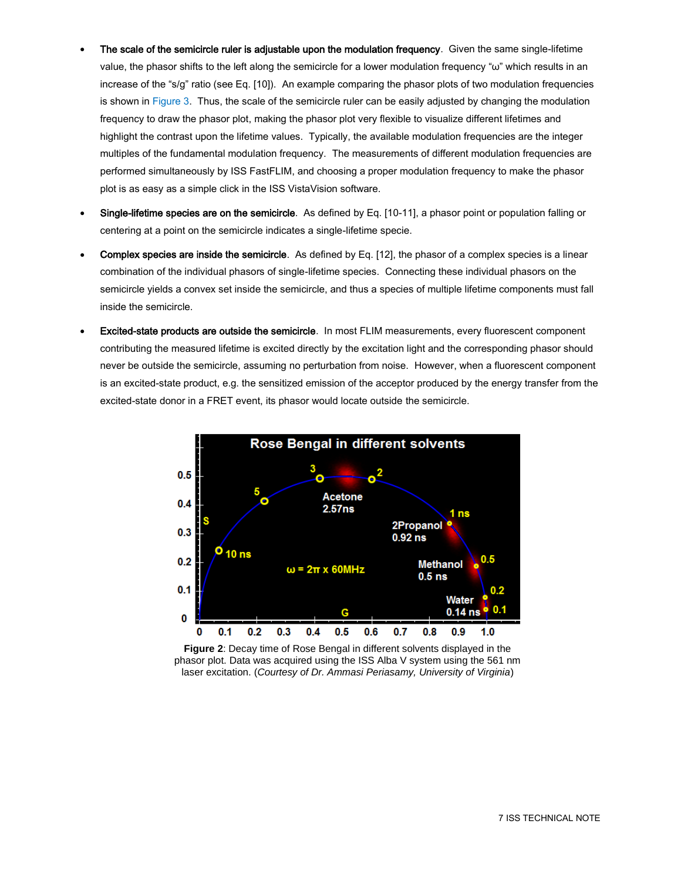- **The scale of the semicircle ruler is adjustable upon the modulation frequency**. Given the same single-lifetime value, the phasor shifts to the left along the semicircle for a lower modulation frequency "ω" which results in an increase of the "s/g" ratio (see Eq. [10]). An example comparing the phasor plots of two modulation frequencies is shown in Figure 3. Thus, the scale of the semicircle ruler can be easily adjusted by changing the modulation frequency to draw the phasor plot, making the phasor plot very flexible to visualize different lifetimes and highlight the contrast upon the lifetime values. Typically, the available modulation frequencies are the integer multiples of the fundamental modulation frequency. The measurements of different modulation frequencies are performed simultaneously by ISS FastFLIM, and choosing a proper modulation frequency to make the phasor plot is as easy as a simple click in the ISS VistaVision software.

- **Single-lifetime species are on the semicircle**. As defined by Eq. [10-11], a phasor point or population falling or centering at a point on the semicircle indicates a single-lifetime specie.

- **Complex species are inside the semicircle**. As defined by Eq. [12], the phasor of a complex species is a linear combination of the individual phasors of single-lifetime species. Connecting these individual phasors on the semicircle yields a convex set inside the semicircle, and thus a species of multiple lifetime components must fall inside the semicircle.

- **Excited-state products are outside the semicircle**. In most FLIM measurements, every fluorescent component contributing the measured lifetime is excited directly by the excitation light and the corresponding phasor should never be outside the semicircle, assuming no perturbation from noise. However, when a fluorescent component is an excited-state product, e.g. the sensitized emission of the acceptor produced by the energy transfer from the excited-state donor in a FRET event, its phasor would locate outside the semicircle.

**Figure 2**: Decay time of Rose Bengal in different solvents displayed in the phasor plot. Data was acquired using the ISS Alba V system using the 561 nm laser excitation. (*Courtesy of Dr. Ammasi Periasamy, University of Virginia*)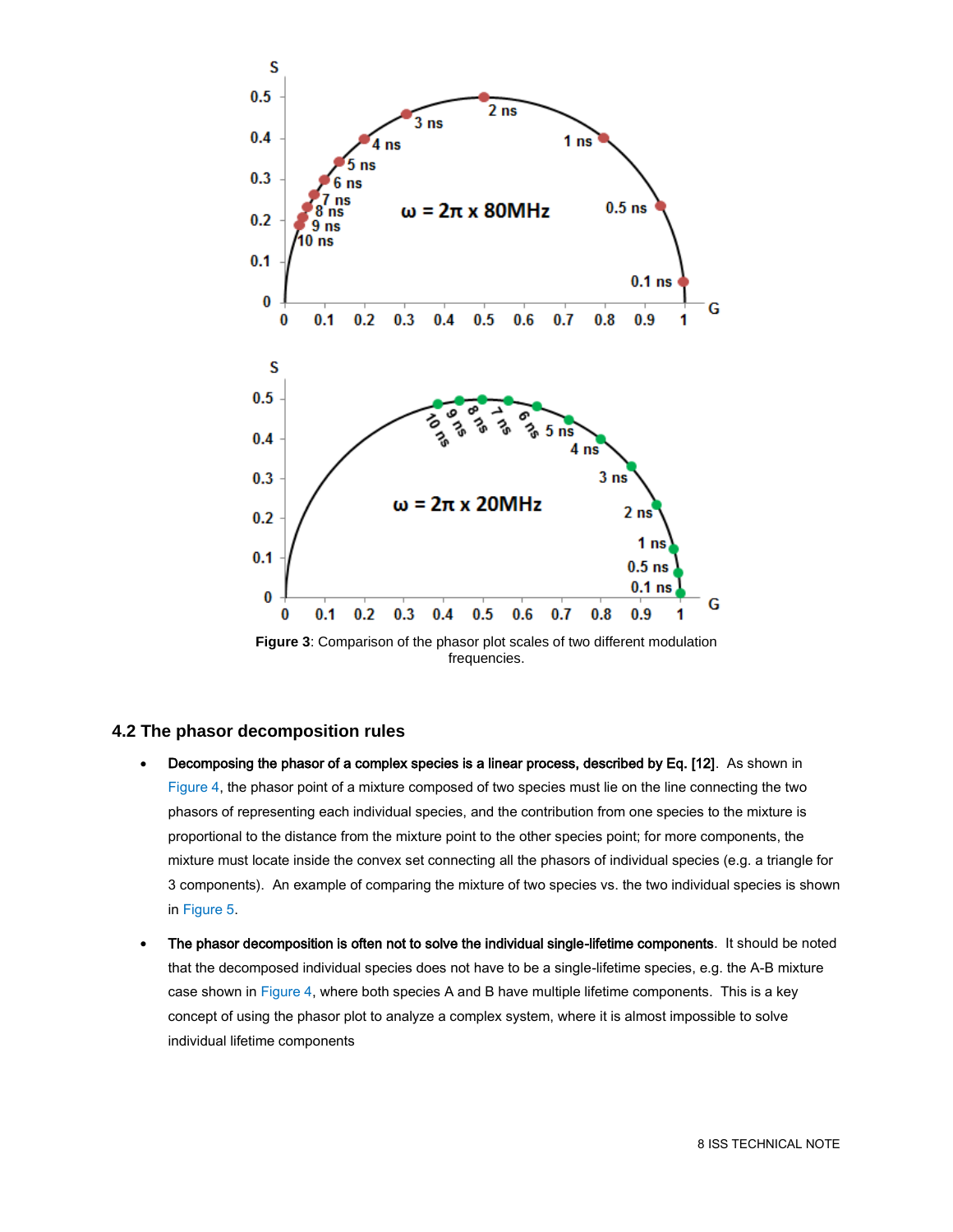**Figure 3**: Comparison of the phasor plot scales of two different modulation frequencies.

## 4.2 The phasor decomposition rules

- **Decomposing the phasor of a complex species is a linear process, described by Eq. [12]**. As shown in Figure 4, the phasor point of a mixture composed of two species must lie on the line connecting the two phasors of representing each individual species, and the contribution from one species to the mixture is proportional to the distance from the mixture point to the other species point; for more components, the mixture must locate inside the convex set connecting all the phasors of individual species (e.g. a triangle for 3 components). An example of comparing the mixture of two species vs. the two individual species is shown in Figure 5.
- **The phasor decomposition is often not to solve the individual single-lifetime components**. It should be noted that the decomposed individual species does not have to be a single-lifetime species, e.g. the A-B mixture case shown in Figure 4, where both species A and B have multiple lifetime components. This is a key concept of using the phasor plot to analyze a complex system, where it is almost impossible to solve individual lifetime components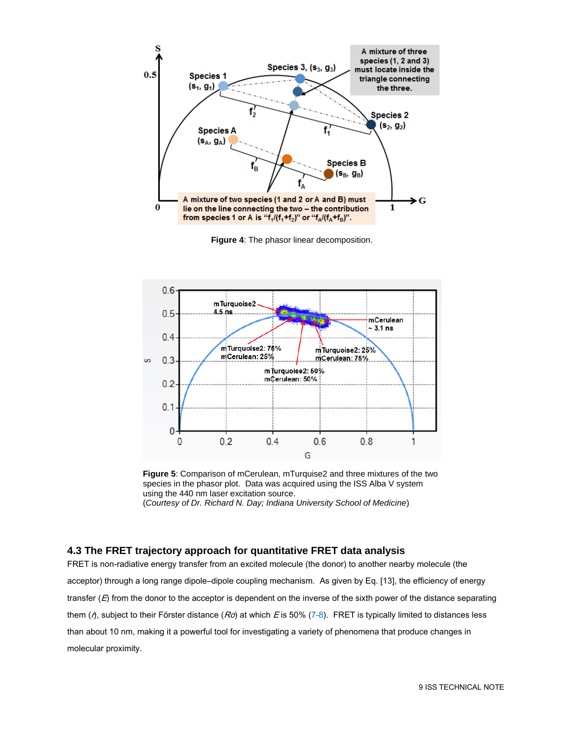**Figure 4**: The phasor linear decomposition.

**Figure 5**: Comparison of mCerulean, mTurquise2 and three mixtures of the two species in the phasor plot. Data was acquired using the ISS Alba V system using the 440 nm laser excitation source.
(*Courtesy of Dr. Richard N. Day; Indiana University School of Medicine*)

### 4.3 The FRET trajectory approach for quantitative FRET data analysis

FRET is non-radiative energy transfer from an excited molecule (the donor) to another nearby molecule (the acceptor) through a long range dipole–dipole coupling mechanism. As given by Eq. [13], the efficiency of energy transfer (*E*) from the donor to the acceptor is dependent on the inverse of the sixth power of the distance separating them (*r*), subject to their Förster distance (*Ro*) at which *E* is 50% (7-8). FRET is typically limited to distances less than about 10 nm, making it a powerful tool for investigating a variety of phenomena that produce changes in molecular proximity.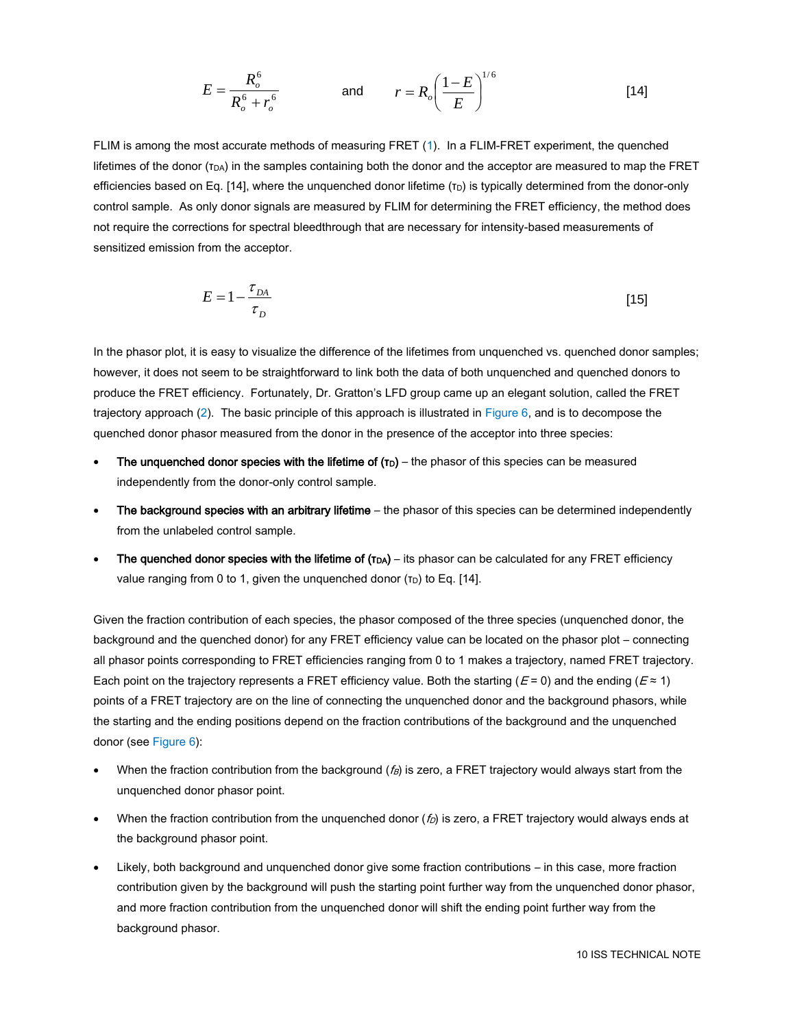$$E = \frac{R_o^6}{R_o^6 + r_o^6} \qquad \text{and} \qquad r = R_o\left(\frac{1-E}{E}\right)^{1/6} \qquad [14]$$

FLIM is among the most accurate methods of measuring FRET (1). In a FLIM-FRET experiment, the quenched lifetimes of the donor ($\tau_{DA}$) in the samples containing both the donor and the acceptor are measured to map the FRET efficiencies based on Eq. [14], where the unquenched donor lifetime ($\tau_D$) is typically determined from the donor-only control sample. As only donor signals are measured by FLIM for determining the FRET efficiency, the method does not require the corrections for spectral bleedthrough that are necessary for intensity-based measurements of sensitized emission from the acceptor.

$$E = 1 - \frac{\tau_{DA}}{\tau_D} \qquad [15]$$

In the phasor plot, it is easy to visualize the difference of the lifetimes from unquenched vs. quenched donor samples; however, it does not seem to be straightforward to link both the data of both unquenched and quenched donors to produce the FRET efficiency. Fortunately, Dr. Gratton's LFD group came up an elegant solution, called the FRET trajectory approach (2). The basic principle of this approach is illustrated in Figure 6, and is to decompose the quenched donor phasor measured from the donor in the presence of the acceptor into three species:

- **The unquenched donor species with the lifetime of ($\tau_D$)** – the phasor of this species can be measured independently from the donor-only control sample.
- **The background species with an arbitrary lifetime** – the phasor of this species can be determined independently from the unlabeled control sample.
- **The quenched donor species with the lifetime of ($\tau_{DA}$)** – its phasor can be calculated for any FRET efficiency value ranging from 0 to 1, given the unquenched donor ($\tau_D$) to Eq. [14].

Given the fraction contribution of each species, the phasor composed of the three species (unquenched donor, the background and the quenched donor) for any FRET efficiency value can be located on the phasor plot – connecting all phasor points corresponding to FRET efficiencies ranging from 0 to 1 makes a trajectory, named FRET trajectory. Each point on the trajectory represents a FRET efficiency value. Both the starting ($E = 0$) and the ending ($E \approx 1$) points of a FRET trajectory are on the line of connecting the unquenched donor and the background phasors, while the starting and the ending positions depend on the fraction contributions of the background and the unquenched donor (see Figure 6):

- When the fraction contribution from the background ($f_B$) is zero, a FRET trajectory would always start from the unquenched donor phasor point.
- When the fraction contribution from the unquenched donor ($f_D$) is zero, a FRET trajectory would always ends at the background phasor point.
- Likely, both background and unquenched donor give some fraction contributions – in this case, more fraction contribution given by the background will push the starting point further way from the unquenched donor phasor, and more fraction contribution from the unquenched donor will shift the ending point further way from the background phasor.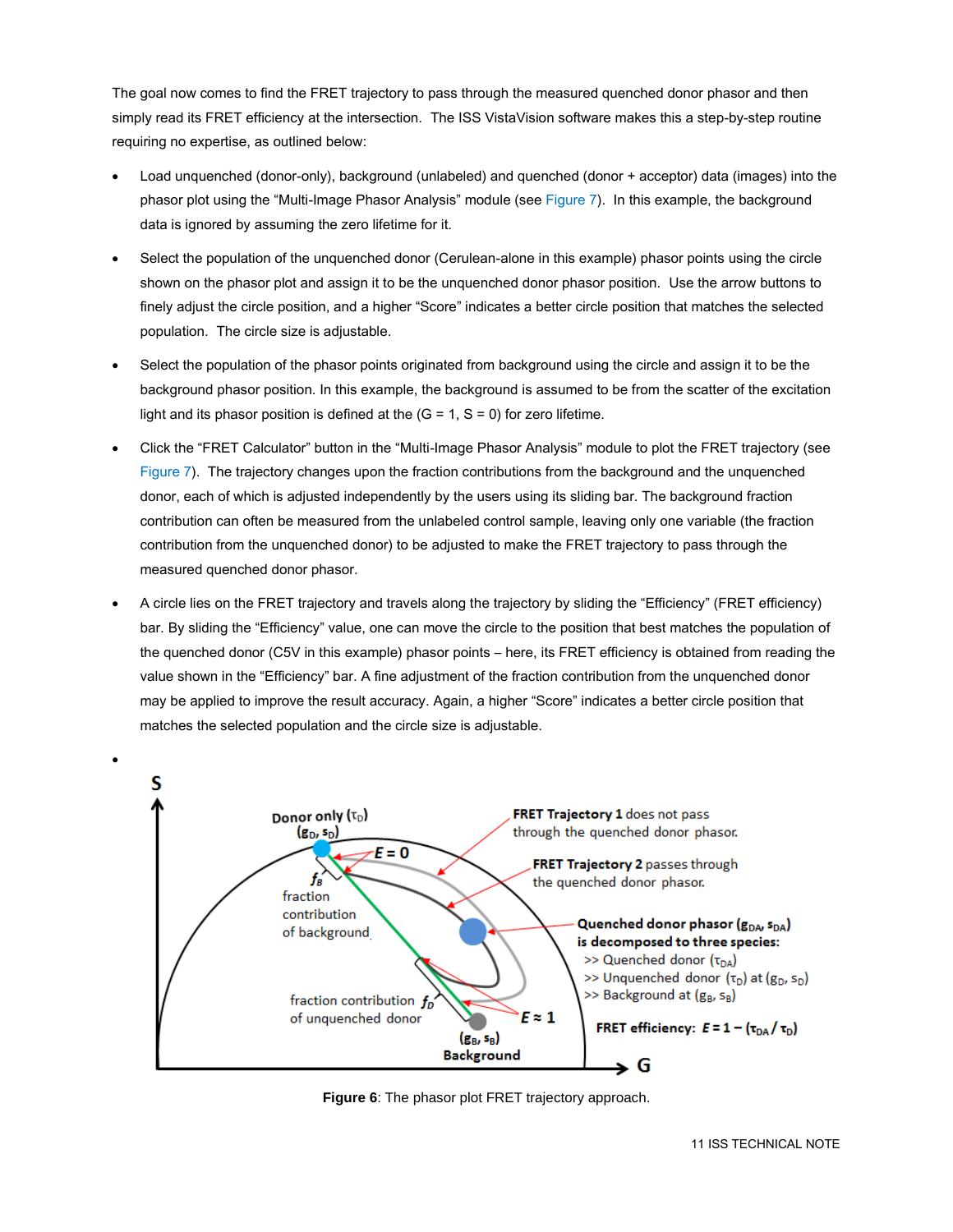The goal now comes to find the FRET trajectory to pass through the measured quenched donor phasor and then simply read its FRET efficiency at the intersection. The ISS VistaVision software makes this a step-by-step routine requiring no expertise, as outlined below:

- Load unquenched (donor-only), background (unlabeled) and quenched (donor + acceptor) data (images) into the phasor plot using the "Multi-Image Phasor Analysis" module (see Figure 7). In this example, the background data is ignored by assuming the zero lifetime for it.
- Select the population of the unquenched donor (Cerulean-alone in this example) phasor points using the circle shown on the phasor plot and assign it to be the unquenched donor phasor position. Use the arrow buttons to finely adjust the circle position, and a higher "Score" indicates a better circle position that matches the selected population. The circle size is adjustable.
- Select the population of the phasor points originated from background using the circle and assign it to be the background phasor position. In this example, the background is assumed to be from the scatter of the excitation light and its phasor position is defined at the (G = 1, S = 0) for zero lifetime.
- Click the "FRET Calculator" button in the "Multi-Image Phasor Analysis" module to plot the FRET trajectory (see Figure 7). The trajectory changes upon the fraction contributions from the background and the unquenched donor, each of which is adjusted independently by the users using its sliding bar. The background fraction contribution can often be measured from the unlabeled control sample, leaving only one variable (the fraction contribution from the unquenched donor) to be adjusted to make the FRET trajectory to pass through the measured quenched donor phasor.
- A circle lies on the FRET trajectory and travels along the trajectory by sliding the "Efficiency" (FRET efficiency) bar. By sliding the "Efficiency" value, one can move the circle to the position that best matches the population of the quenched donor (C5V in this example) phasor points – here, its FRET efficiency is obtained from reading the value shown in the "Efficiency" bar. A fine adjustment of the fraction contribution from the unquenched donor may be applied to improve the result accuracy. Again, a higher "Score" indicates a better circle position that matches the selected population and the circle size is adjustable.
-

**Figure 6**: The phasor plot FRET trajectory approach.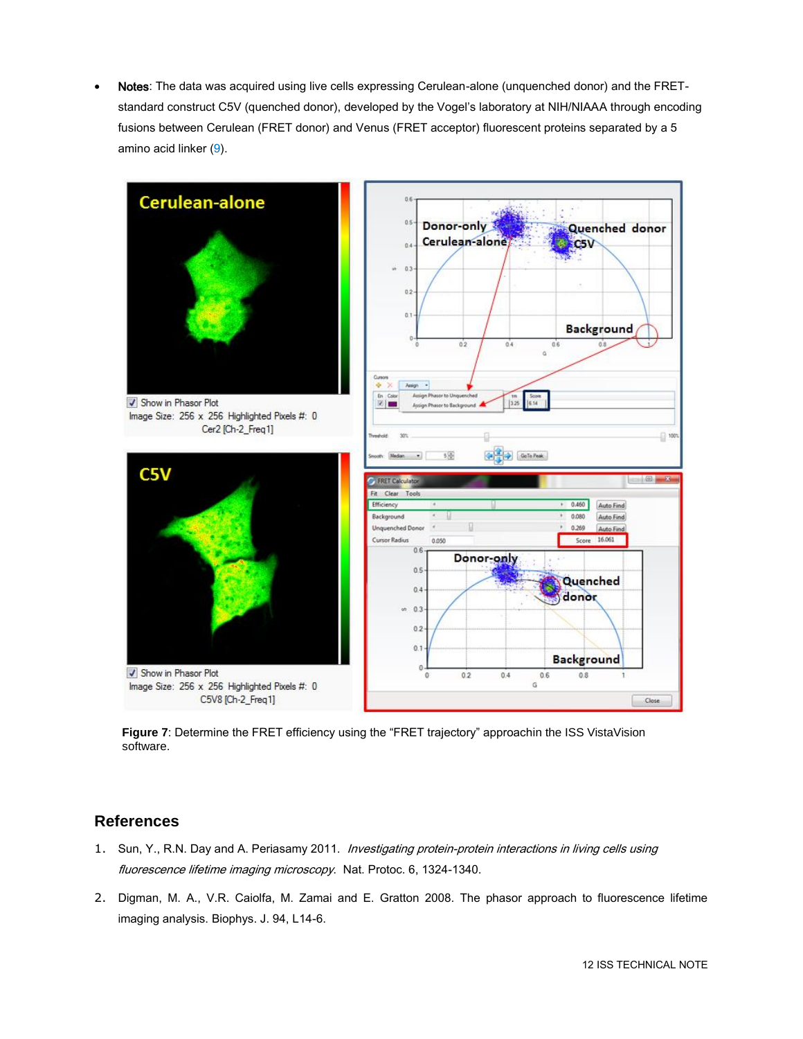- **Notes**: The data was acquired using live cells expressing Cerulean-alone (unquenched donor) and the FRET-standard construct C5V (quenched donor), developed by the Vogel's laboratory at NIH/NIAAA through encoding fusions between Cerulean (FRET donor) and Venus (FRET acceptor) fluorescent proteins separated by a 5 amino acid linker (9).

**Figure 7**: Determine the FRET efficiency using the "FRET trajectory" approachin the ISS VistaVision software.

## References

1. Sun, Y., R.N. Day and A. Periasamy 2011. *Investigating protein-protein interactions in living cells using fluorescence lifetime imaging microscopy.* Nat. Protoc. 6, 1324-1340.
2. Digman, M. A., V.R. Caiolfa, M. Zamai and E. Gratton 2008. The phasor approach to fluorescence lifetime imaging analysis. Biophys. J. 94, L14-6.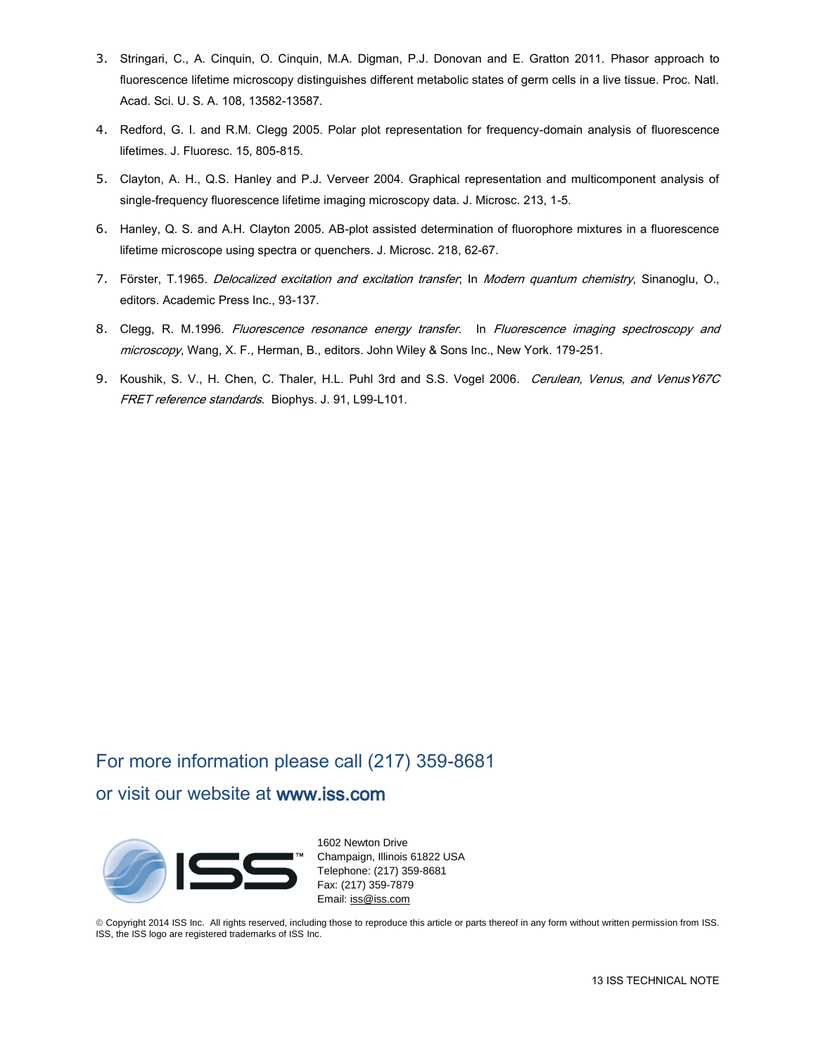3. Stringari, C., A. Cinquin, O. Cinquin, M.A. Digman, P.J. Donovan and E. Gratton 2011. Phasor approach to fluorescence lifetime microscopy distinguishes different metabolic states of germ cells in a live tissue. Proc. Natl. Acad. Sci. U. S. A. 108, 13582-13587.
4. Redford, G. I. and R.M. Clegg 2005. Polar plot representation for frequency-domain analysis of fluorescence lifetimes. J. Fluoresc. 15, 805-815.
5. Clayton, A. H., Q.S. Hanley and P.J. Verveer 2004. Graphical representation and multicomponent analysis of single-frequency fluorescence lifetime imaging microscopy data. J. Microsc. 213, 1-5.
6. Hanley, Q. S. and A.H. Clayton 2005. AB-plot assisted determination of fluorophore mixtures in a fluorescence lifetime microscope using spectra or quenchers. J. Microsc. 218, 62-67.
7. Förster, T.1965. *Delocalized excitation and excitation transfer*; In *Modern quantum chemistry*, Sinanoglu, O., editors. Academic Press Inc., 93-137.
8. Clegg, R. M.1996. *Fluorescence resonance energy transfer*. In *Fluorescence imaging spectroscopy and microscopy*, Wang, X. F., Herman, B., editors. John Wiley & Sons Inc., New York. 179-251.
9. Koushik, S. V., H. Chen, C. Thaler, H.L. Puhl 3rd and S.S. Vogel 2006. *Cerulean, Venus, and VenusY67C FRET reference standards*. Biophys. J. 91, L99-L101.

For more information please call (217) 359-8681

or visit our website at **www.iss.com**

ISS™

1602 Newton Drive
Champaign, Illinois 61822 USA
Telephone: (217) 359-8681
Fax: (217) 359-7879
Email: iss@iss.com

© Copyright 2014 ISS Inc. All rights reserved, including those to reproduce this article or parts thereof in any form without written permission from ISS. ISS, the ISS logo are registered trademarks of ISS Inc.